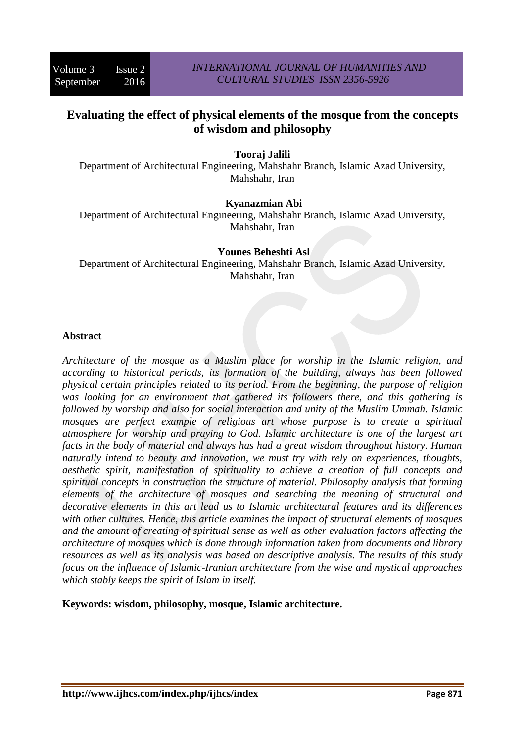# Evaluating the effect of physical elements of the mosque from the concepts of wisdom and philosophy

**Tooraj Jalili**

Department of Architectural Engineering, Mahshahr Branch, Islamic Azad University, Mahshahr, Iran

**Kyanazmian Abi**

Department of Architectural Engineering, Mahshahr Branch, Islamic Azad University, Mahshahr, Iran

**Younes Beheshti Asl**

Department of Architectural Engineering, Mahshahr Branch, Islamic Azad University, Mahshahr, Iran

## Abstract

*Architecture of the mosque as a Muslim place for worship in the Islamic religion, and according to historical periods, its formation of the building, always has been followed physical certain principles related to its period. From the beginning, the purpose of religion was looking for an environment that gathered its followers there, and this gathering is followed by worship and also for social interaction and unity of the Muslim Ummah. Islamic mosques are perfect example of religious art whose purpose is to create a spiritual atmosphere for worship and praying to God. Islamic architecture is one of the largest art facts in the body of material and always has had a great wisdom throughout history. Human naturally intend to beauty and innovation, we must try with rely on experiences, thoughts, aesthetic spirit, manifestation of spirituality to achieve a creation of full concepts and spiritual concepts in construction the structure of material. Philosophy analysis that forming elements of the architecture of mosques and searching the meaning of structural and decorative elements in this art lead us to Islamic architectural features and its differences with other cultures. Hence, this article examines the impact of structural elements of mosques and the amount of creating of spiritual sense as well as other evaluation factors affecting the architecture of mosques which is done through information taken from documents and library resources as well as its analysis was based on descriptive analysis. The results of this study focus on the influence of Islamic-Iranian architecture from the wise and mystical approaches which stably keeps the spirit of Islam in itself.*

**Keywords: wisdom, philosophy, mosque, Islamic architecture.**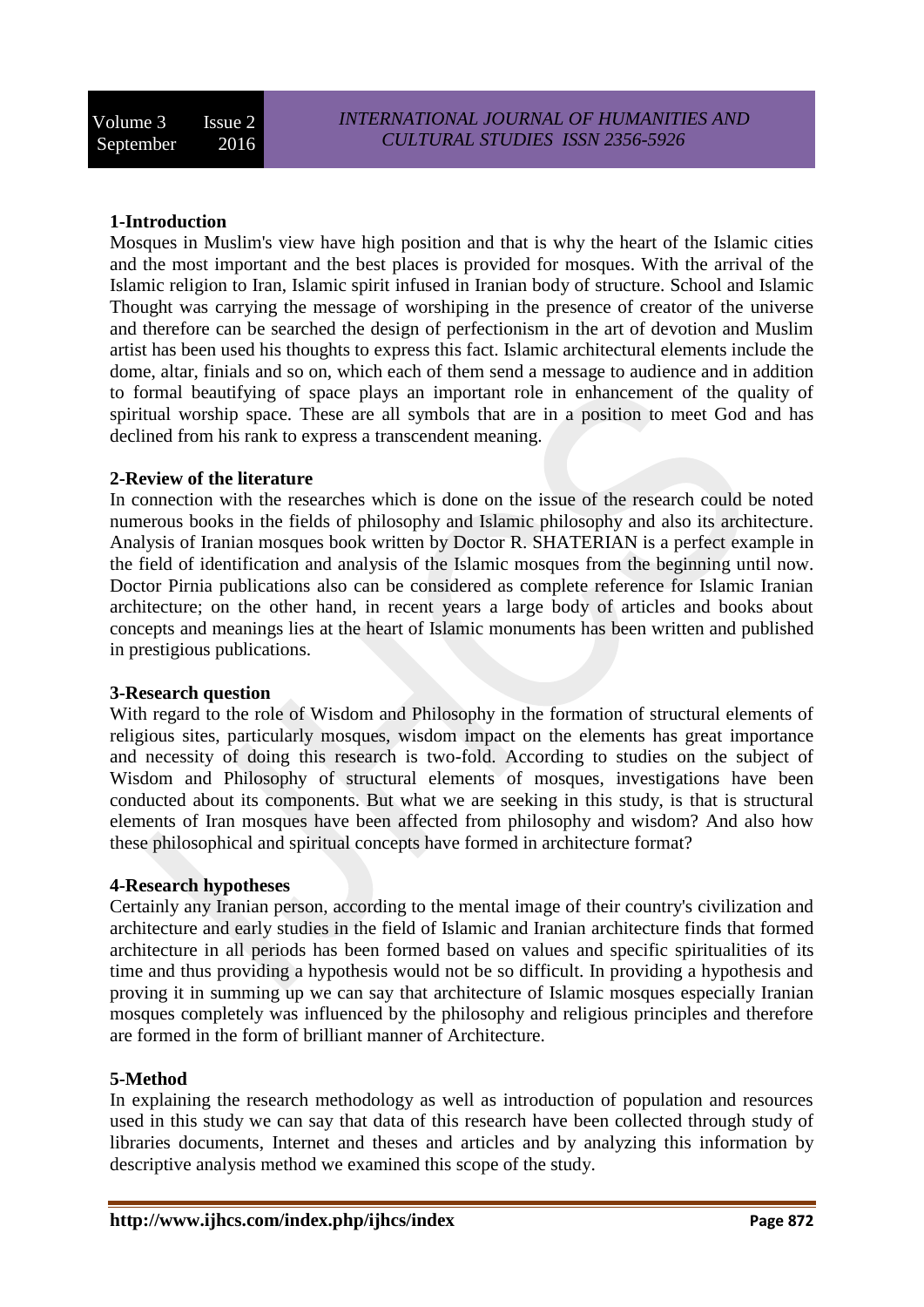## 1-Introduction

Mosques in Muslim's view have high position and that is why the heart of the Islamic cities and the most important and the best places is provided for mosques. With the arrival of the Islamic religion to Iran, Islamic spirit infused in Iranian body of structure. School and Islamic Thought was carrying the message of worshiping in the presence of creator of the universe and therefore can be searched the design of perfectionism in the art of devotion and Muslim artist has been used his thoughts to express this fact. Islamic architectural elements include the dome, altar, finials and so on, which each of them send a message to audience and in addition to formal beautifying of space plays an important role in enhancement of the quality of spiritual worship space. These are all symbols that are in a position to meet God and has declined from his rank to express a transcendent meaning.

## 2-Review of the literature

In connection with the researches which is done on the issue of the research could be noted numerous books in the fields of philosophy and Islamic philosophy and also its architecture. Analysis of Iranian mosques book written by Doctor R. SHATERIAN is a perfect example in the field of identification and analysis of the Islamic mosques from the beginning until now. Doctor Pirnia publications also can be considered as complete reference for Islamic Iranian architecture; on the other hand, in recent years a large body of articles and books about concepts and meanings lies at the heart of Islamic monuments has been written and published in prestigious publications.

## 3-Research question

With regard to the role of Wisdom and Philosophy in the formation of structural elements of religious sites, particularly mosques, wisdom impact on the elements has great importance and necessity of doing this research is two-fold. According to studies on the subject of Wisdom and Philosophy of structural elements of mosques, investigations have been conducted about its components. But what we are seeking in this study, is that is structural elements of Iran mosques have been affected from philosophy and wisdom? And also how these philosophical and spiritual concepts have formed in architecture format?

## 4-Research hypotheses

Certainly any Iranian person, according to the mental image of their country's civilization and architecture and early studies in the field of Islamic and Iranian architecture finds that formed architecture in all periods has been formed based on values and specific spiritualities of its time and thus providing a hypothesis would not be so difficult. In providing a hypothesis and proving it in summing up we can say that architecture of Islamic mosques especially Iranian mosques completely was influenced by the philosophy and religious principles and therefore are formed in the form of brilliant manner of Architecture.

## 5-Method

In explaining the research methodology as well as introduction of population and resources used in this study we can say that data of this research have been collected through study of libraries documents, Internet and theses and articles and by analyzing this information by descriptive analysis method we examined this scope of the study.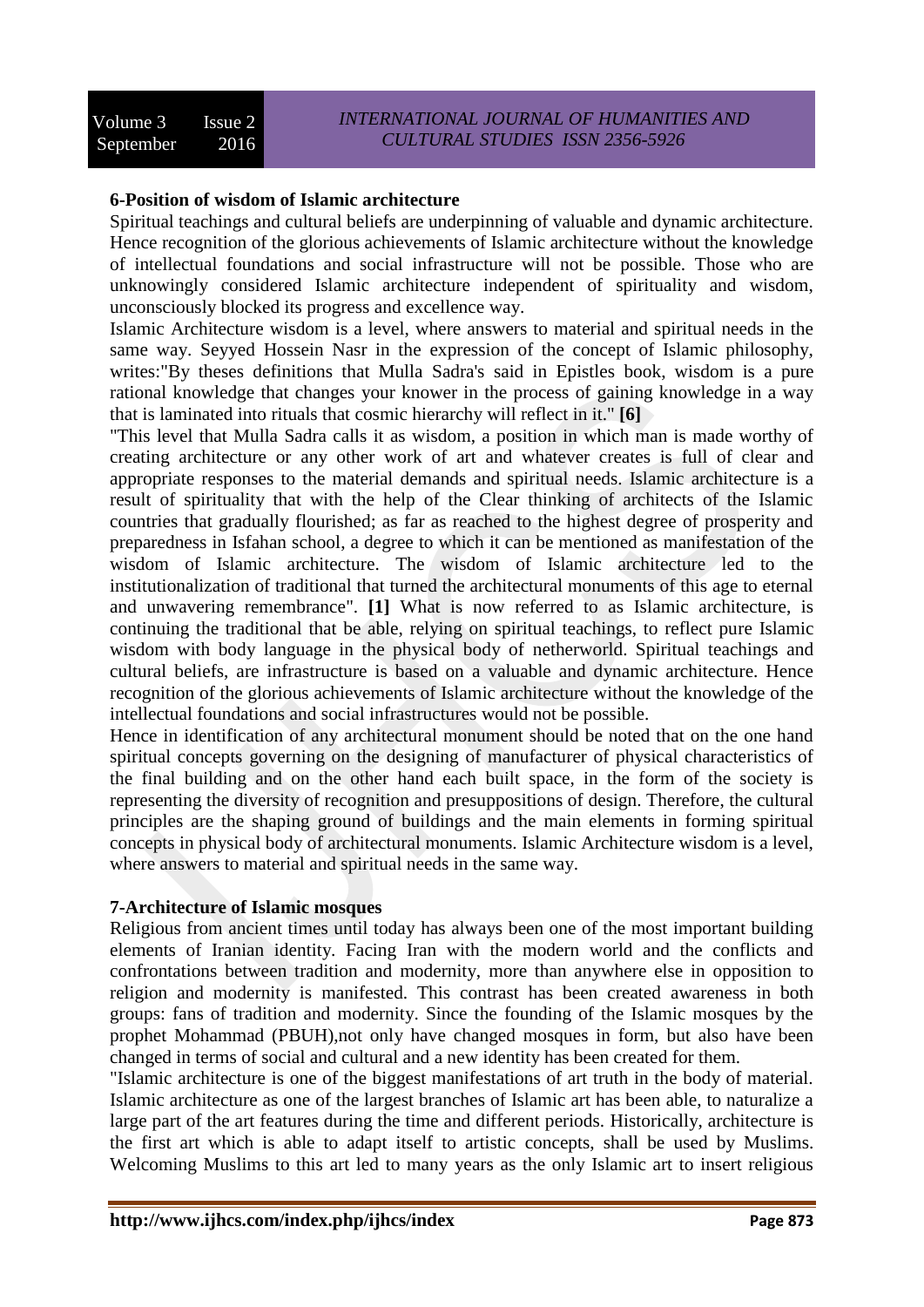**6-Position of wisdom of Islamic architecture**

Spiritual teachings and cultural beliefs are underpinning of valuable and dynamic architecture. Hence recognition of the glorious achievements of Islamic architecture without the knowledge of intellectual foundations and social infrastructure will not be possible. Those who are unknowingly considered Islamic architecture independent of spirituality and wisdom, unconsciously blocked its progress and excellence way.

Islamic Architecture wisdom is a level, where answers to material and spiritual needs in the same way. Seyyed Hossein Nasr in the expression of the concept of Islamic philosophy, writes:"By theses definitions that Mulla Sadra's said in Epistles book, wisdom is a pure rational knowledge that changes your knower in the process of gaining knowledge in a way that is laminated into rituals that cosmic hierarchy will reflect in it." **[6]**

"This level that Mulla Sadra calls it as wisdom, a position in which man is made worthy of creating architecture or any other work of art and whatever creates is full of clear and appropriate responses to the material demands and spiritual needs. Islamic architecture is a result of spirituality that with the help of the Clear thinking of architects of the Islamic countries that gradually flourished; as far as reached to the highest degree of prosperity and preparedness in Isfahan school, a degree to which it can be mentioned as manifestation of the wisdom of Islamic architecture. The wisdom of Islamic architecture led to the institutionalization of traditional that turned the architectural monuments of this age to eternal and unwavering remembrance". **[1]** What is now referred to as Islamic architecture, is continuing the traditional that be able, relying on spiritual teachings, to reflect pure Islamic wisdom with body language in the physical body of netherworld. Spiritual teachings and cultural beliefs, are infrastructure is based on a valuable and dynamic architecture. Hence recognition of the glorious achievements of Islamic architecture without the knowledge of the intellectual foundations and social infrastructures would not be possible.

Hence in identification of any architectural monument should be noted that on the one hand spiritual concepts governing on the designing of manufacturer of physical characteristics of the final building and on the other hand each built space, in the form of the society is representing the diversity of recognition and presuppositions of design. Therefore, the cultural principles are the shaping ground of buildings and the main elements in forming spiritual concepts in physical body of architectural monuments. Islamic Architecture wisdom is a level, where answers to material and spiritual needs in the same way.

**7-Architecture of Islamic mosques**

Religious from ancient times until today has always been one of the most important building elements of Iranian identity. Facing Iran with the modern world and the conflicts and confrontations between tradition and modernity, more than anywhere else in opposition to religion and modernity is manifested. This contrast has been created awareness in both groups: fans of tradition and modernity. Since the founding of the Islamic mosques by the prophet Mohammad (PBUH),not only have changed mosques in form, but also have been changed in terms of social and cultural and a new identity has been created for them.

"Islamic architecture is one of the biggest manifestations of art truth in the body of material. Islamic architecture as one of the largest branches of Islamic art has been able, to naturalize a large part of the art features during the time and different periods. Historically, architecture is the first art which is able to adapt itself to artistic concepts, shall be used by Muslims. Welcoming Muslims to this art led to many years as the only Islamic art to insert religious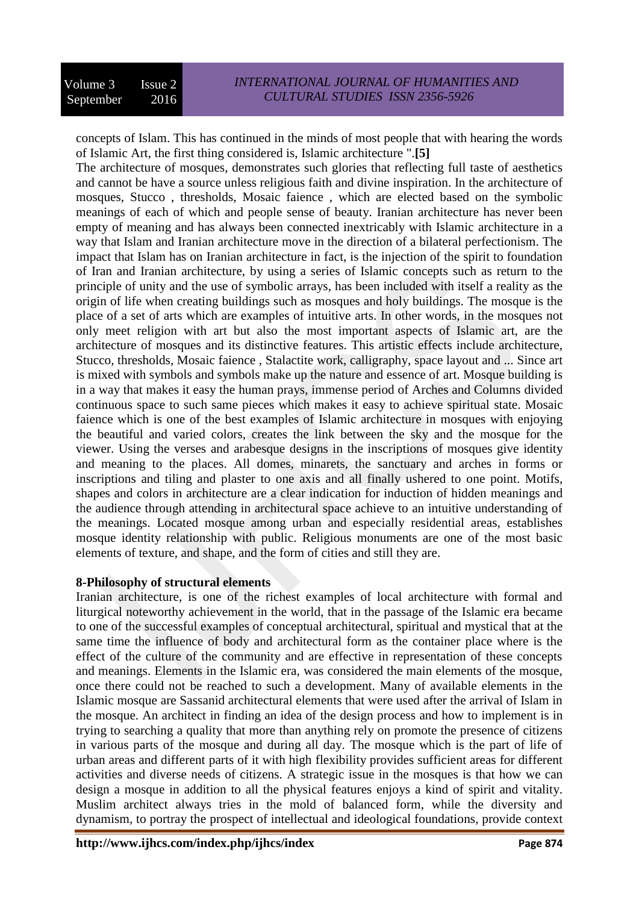concepts of Islam. This has continued in the minds of most people that with hearing the words of Islamic Art, the first thing considered is, Islamic architecture ".**[5]**

The architecture of mosques, demonstrates such glories that reflecting full taste of aesthetics and cannot be have a source unless religious faith and divine inspiration. In the architecture of mosques, Stucco , thresholds, Mosaic faience , which are elected based on the symbolic meanings of each of which and people sense of beauty. Iranian architecture has never been empty of meaning and has always been connected inextricably with Islamic architecture in a way that Islam and Iranian architecture move in the direction of a bilateral perfectionism. The impact that Islam has on Iranian architecture in fact, is the injection of the spirit to foundation of Iran and Iranian architecture, by using a series of Islamic concepts such as return to the principle of unity and the use of symbolic arrays, has been included with itself a reality as the origin of life when creating buildings such as mosques and holy buildings. The mosque is the place of a set of arts which are examples of intuitive arts. In other words, in the mosques not only meet religion with art but also the most important aspects of Islamic art, are the architecture of mosques and its distinctive features. This artistic effects include architecture, Stucco, thresholds, Mosaic faience , Stalactite work, calligraphy, space layout and ... Since art is mixed with symbols and symbols make up the nature and essence of art. Mosque building is in a way that makes it easy the human prays, immense period of Arches and Columns divided continuous space to such same pieces which makes it easy to achieve spiritual state. Mosaic faience which is one of the best examples of Islamic architecture in mosques with enjoying the beautiful and varied colors, creates the link between the sky and the mosque for the viewer. Using the verses and arabesque designs in the inscriptions of mosques give identity and meaning to the places. All domes, minarets, the sanctuary and arches in forms or inscriptions and tiling and plaster to one axis and all finally ushered to one point. Motifs, shapes and colors in architecture are a clear indication for induction of hidden meanings and the audience through attending in architectural space achieve to an intuitive understanding of the meanings. Located mosque among urban and especially residential areas, establishes mosque identity relationship with public. Religious monuments are one of the most basic elements of texture, and shape, and the form of cities and still they are.

**8-Philosophy of structural elements**

Iranian architecture, is one of the richest examples of local architecture with formal and liturgical noteworthy achievement in the world, that in the passage of the Islamic era became to one of the successful examples of conceptual architectural, spiritual and mystical that at the same time the influence of body and architectural form as the container place where is the effect of the culture of the community and are effective in representation of these concepts and meanings. Elements in the Islamic era, was considered the main elements of the mosque, once there could not be reached to such a development. Many of available elements in the Islamic mosque are Sassanid architectural elements that were used after the arrival of Islam in the mosque. An architect in finding an idea of the design process and how to implement is in trying to searching a quality that more than anything rely on promote the presence of citizens in various parts of the mosque and during all day. The mosque which is the part of life of urban areas and different parts of it with high flexibility provides sufficient areas for different activities and diverse needs of citizens. A strategic issue in the mosques is that how we can design a mosque in addition to all the physical features enjoys a kind of spirit and vitality. Muslim architect always tries in the mold of balanced form, while the diversity and dynamism, to portray the prospect of intellectual and ideological foundations, provide context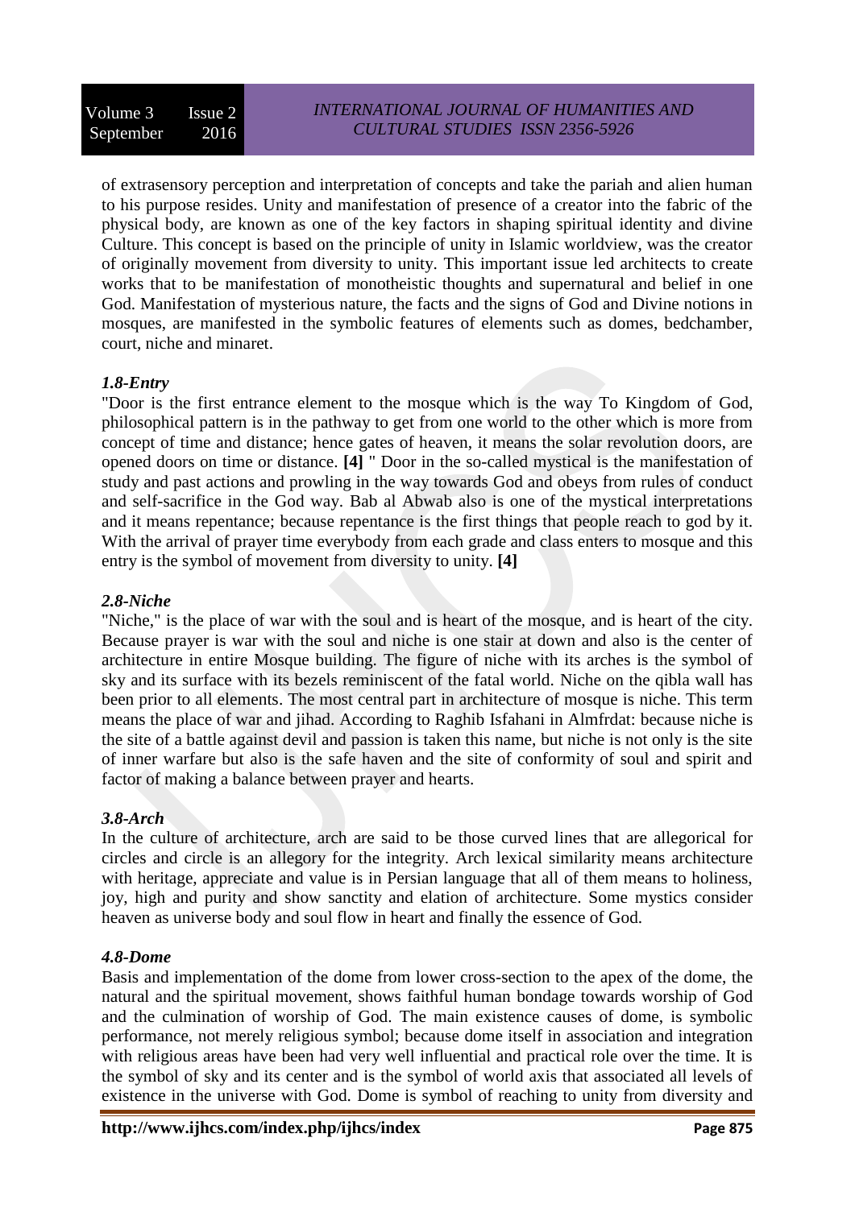of extrasensory perception and interpretation of concepts and take the pariah and alien human to his purpose resides. Unity and manifestation of presence of a creator into the fabric of the physical body, are known as one of the key factors in shaping spiritual identity and divine Culture. This concept is based on the principle of unity in Islamic worldview, was the creator of originally movement from diversity to unity. This important issue led architects to create works that to be manifestation of monotheistic thoughts and supernatural and belief in one God. Manifestation of mysterious nature, the facts and the signs of God and Divine notions in mosques, are manifested in the symbolic features of elements such as domes, bedchamber, court, niche and minaret.

### *1.8-Entry*

"Door is the first entrance element to the mosque which is the way To Kingdom of God, philosophical pattern is in the pathway to get from one world to the other which is more from concept of time and distance; hence gates of heaven, it means the solar revolution doors, are opened doors on time or distance. **[4]** " Door in the so-called mystical is the manifestation of study and past actions and prowling in the way towards God and obeys from rules of conduct and self-sacrifice in the God way. Bab al Abwab also is one of the mystical interpretations and it means repentance; because repentance is the first things that people reach to god by it. With the arrival of prayer time everybody from each grade and class enters to mosque and this entry is the symbol of movement from diversity to unity. **[4]**

### *2.8-Niche*

"Niche," is the place of war with the soul and is heart of the mosque, and is heart of the city. Because prayer is war with the soul and niche is one stair at down and also is the center of architecture in entire Mosque building. The figure of niche with its arches is the symbol of sky and its surface with its bezels reminiscent of the fatal world. Niche on the qibla wall has been prior to all elements. The most central part in architecture of mosque is niche. This term means the place of war and jihad. According to Raghib Isfahani in Almfrdat: because niche is the site of a battle against devil and passion is taken this name, but niche is not only is the site of inner warfare but also is the safe haven and the site of conformity of soul and spirit and factor of making a balance between prayer and hearts.

### *3.8-Arch*

In the culture of architecture, arch are said to be those curved lines that are allegorical for circles and circle is an allegory for the integrity. Arch lexical similarity means architecture with heritage, appreciate and value is in Persian language that all of them means to holiness, joy, high and purity and show sanctity and elation of architecture. Some mystics consider heaven as universe body and soul flow in heart and finally the essence of God.

### *4.8-Dome*

Basis and implementation of the dome from lower cross-section to the apex of the dome, the natural and the spiritual movement, shows faithful human bondage towards worship of God and the culmination of worship of God. The main existence causes of dome, is symbolic performance, not merely religious symbol; because dome itself in association and integration with religious areas have been had very well influential and practical role over the time. It is the symbol of sky and its center and is the symbol of world axis that associated all levels of existence in the universe with God. Dome is symbol of reaching to unity from diversity and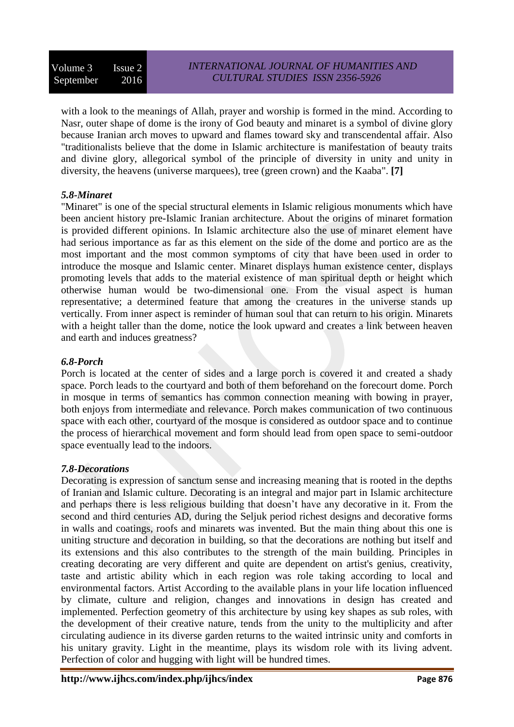with a look to the meanings of Allah, prayer and worship is formed in the mind. According to Nasr, outer shape of dome is the irony of God beauty and minaret is a symbol of divine glory because Iranian arch moves to upward and flames toward sky and transcendental affair. Also "traditionalists believe that the dome in Islamic architecture is manifestation of beauty traits and divine glory, allegorical symbol of the principle of diversity in unity and unity in diversity, the heavens (universe marquees), tree (green crown) and the Kaaba". **[7]**

### *5.8-Minaret*

"Minaret" is one of the special structural elements in Islamic religious monuments which have been ancient history pre-Islamic Iranian architecture. About the origins of minaret formation is provided different opinions. In Islamic architecture also the use of minaret element have had serious importance as far as this element on the side of the dome and portico are as the most important and the most common symptoms of city that have been used in order to introduce the mosque and Islamic center. Minaret displays human existence center, displays promoting levels that adds to the material existence of man spiritual depth or height which otherwise human would be two-dimensional one. From the visual aspect is human representative; a determined feature that among the creatures in the universe stands up vertically. From inner aspect is reminder of human soul that can return to his origin. Minarets with a height taller than the dome, notice the look upward and creates a link between heaven and earth and induces greatness?

### *6.8-Porch*

Porch is located at the center of sides and a large porch is covered it and created a shady space. Porch leads to the courtyard and both of them beforehand on the forecourt dome. Porch in mosque in terms of semantics has common connection meaning with bowing in prayer, both enjoys from intermediate and relevance. Porch makes communication of two continuous space with each other, courtyard of the mosque is considered as outdoor space and to continue the process of hierarchical movement and form should lead from open space to semi-outdoor space eventually lead to the indoors.

### *7.8-Decorations*

Decorating is expression of sanctum sense and increasing meaning that is rooted in the depths of Iranian and Islamic culture. Decorating is an integral and major part in Islamic architecture and perhaps there is less religious building that doesn't have any decorative in it. From the second and third centuries AD, during the Seljuk period richest designs and decorative forms in walls and coatings, roofs and minarets was invented. But the main thing about this one is uniting structure and decoration in building, so that the decorations are nothing but itself and its extensions and this also contributes to the strength of the main building. Principles in creating decorating are very different and quite are dependent on artist's genius, creativity, taste and artistic ability which in each region was role taking according to local and environmental factors. Artist According to the available plans in your life location influenced by climate, culture and religion, changes and innovations in design has created and implemented. Perfection geometry of this architecture by using key shapes as sub roles, with the development of their creative nature, tends from the unity to the multiplicity and after circulating audience in its diverse garden returns to the waited intrinsic unity and comforts in his unitary gravity. Light in the meantime, plays its wisdom role with its living advent. Perfection of color and hugging with light will be hundred times.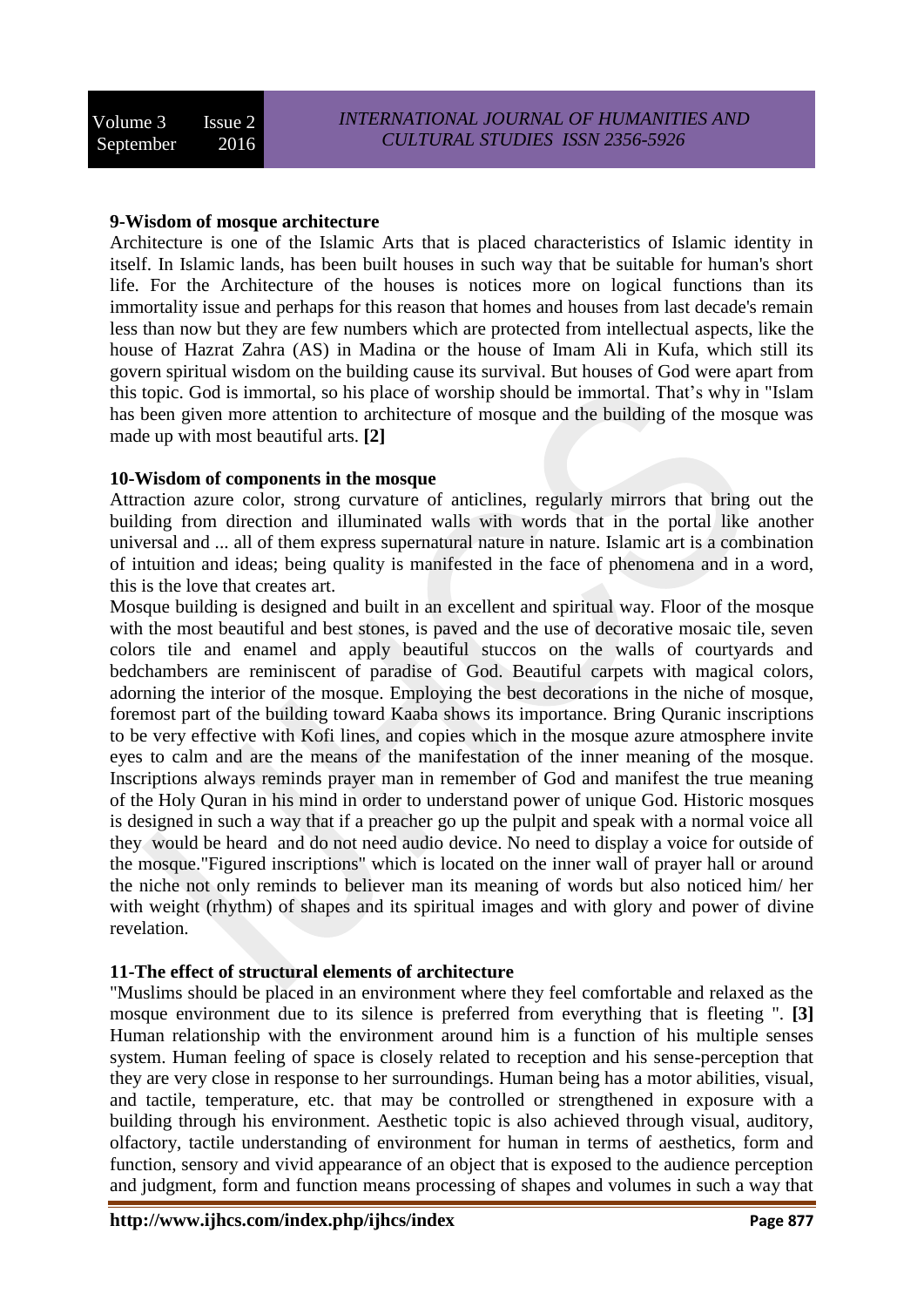**9-Wisdom of mosque architecture**

Architecture is one of the Islamic Arts that is placed characteristics of Islamic identity in itself. In Islamic lands, has been built houses in such way that be suitable for human's short life. For the Architecture of the houses is notices more on logical functions than its immortality issue and perhaps for this reason that homes and houses from last decade's remain less than now but they are few numbers which are protected from intellectual aspects, like the house of Hazrat Zahra (AS) in Madina or the house of Imam Ali in Kufa, which still its govern spiritual wisdom on the building cause its survival. But houses of God were apart from this topic. God is immortal, so his place of worship should be immortal. That's why in "Islam has been given more attention to architecture of mosque and the building of the mosque was made up with most beautiful arts. **[2]**

**10-Wisdom of components in the mosque**

Attraction azure color, strong curvature of anticlines, regularly mirrors that bring out the building from direction and illuminated walls with words that in the portal like another universal and ... all of them express supernatural nature in nature. Islamic art is a combination of intuition and ideas; being quality is manifested in the face of phenomena and in a word, this is the love that creates art.

Mosque building is designed and built in an excellent and spiritual way. Floor of the mosque with the most beautiful and best stones, is paved and the use of decorative mosaic tile, seven colors tile and enamel and apply beautiful stuccos on the walls of courtyards and bedchambers are reminiscent of paradise of God. Beautiful carpets with magical colors, adorning the interior of the mosque. Employing the best decorations in the niche of mosque, foremost part of the building toward Kaaba shows its importance. Bring Quranic inscriptions to be very effective with Kofi lines, and copies which in the mosque azure atmosphere invite eyes to calm and are the means of the manifestation of the inner meaning of the mosque. Inscriptions always reminds prayer man in remember of God and manifest the true meaning of the Holy Quran in his mind in order to understand power of unique God. Historic mosques is designed in such a way that if a preacher go up the pulpit and speak with a normal voice all they would be heard and do not need audio device. No need to display a voice for outside of the mosque."Figured inscriptions" which is located on the inner wall of prayer hall or around the niche not only reminds to believer man its meaning of words but also noticed him/ her with weight (rhythm) of shapes and its spiritual images and with glory and power of divine revelation.

**11-The effect of structural elements of architecture**

"Muslims should be placed in an environment where they feel comfortable and relaxed as the mosque environment due to its silence is preferred from everything that is fleeting ". **[3]** Human relationship with the environment around him is a function of his multiple senses system. Human feeling of space is closely related to reception and his sense-perception that they are very close in response to her surroundings. Human being has a motor abilities, visual, and tactile, temperature, etc. that may be controlled or strengthened in exposure with a building through his environment. Aesthetic topic is also achieved through visual, auditory, olfactory, tactile understanding of environment for human in terms of aesthetics, form and function, sensory and vivid appearance of an object that is exposed to the audience perception and judgment, form and function means processing of shapes and volumes in such a way that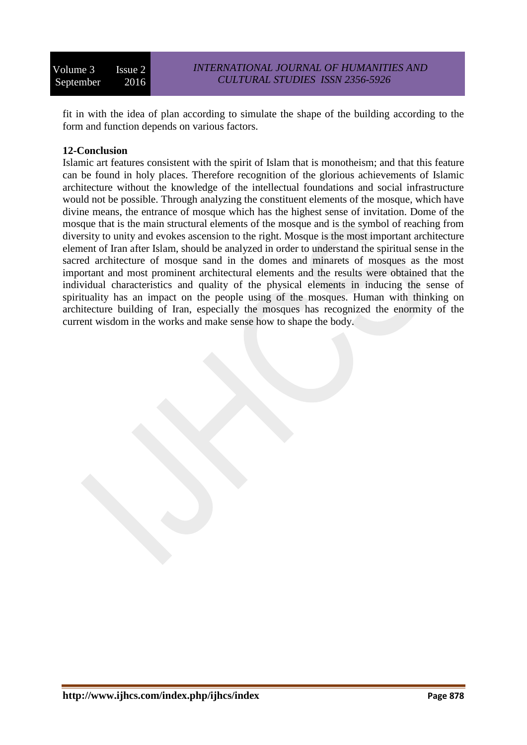fit in with the idea of plan according to simulate the shape of the building according to the form and function depends on various factors.

**12-Conclusion**

Islamic art features consistent with the spirit of Islam that is monotheism; and that this feature can be found in holy places. Therefore recognition of the glorious achievements of Islamic architecture without the knowledge of the intellectual foundations and social infrastructure would not be possible. Through analyzing the constituent elements of the mosque, which have divine means, the entrance of mosque which has the highest sense of invitation. Dome of the mosque that is the main structural elements of the mosque and is the symbol of reaching from diversity to unity and evokes ascension to the right. Mosque is the most important architecture element of Iran after Islam, should be analyzed in order to understand the spiritual sense in the sacred architecture of mosque sand in the domes and minarets of mosques as the most important and most prominent architectural elements and the results were obtained that the individual characteristics and quality of the physical elements in inducing the sense of spirituality has an impact on the people using of the mosques. Human with thinking on architecture building of Iran, especially the mosques has recognized the enormity of the current wisdom in the works and make sense how to shape the body.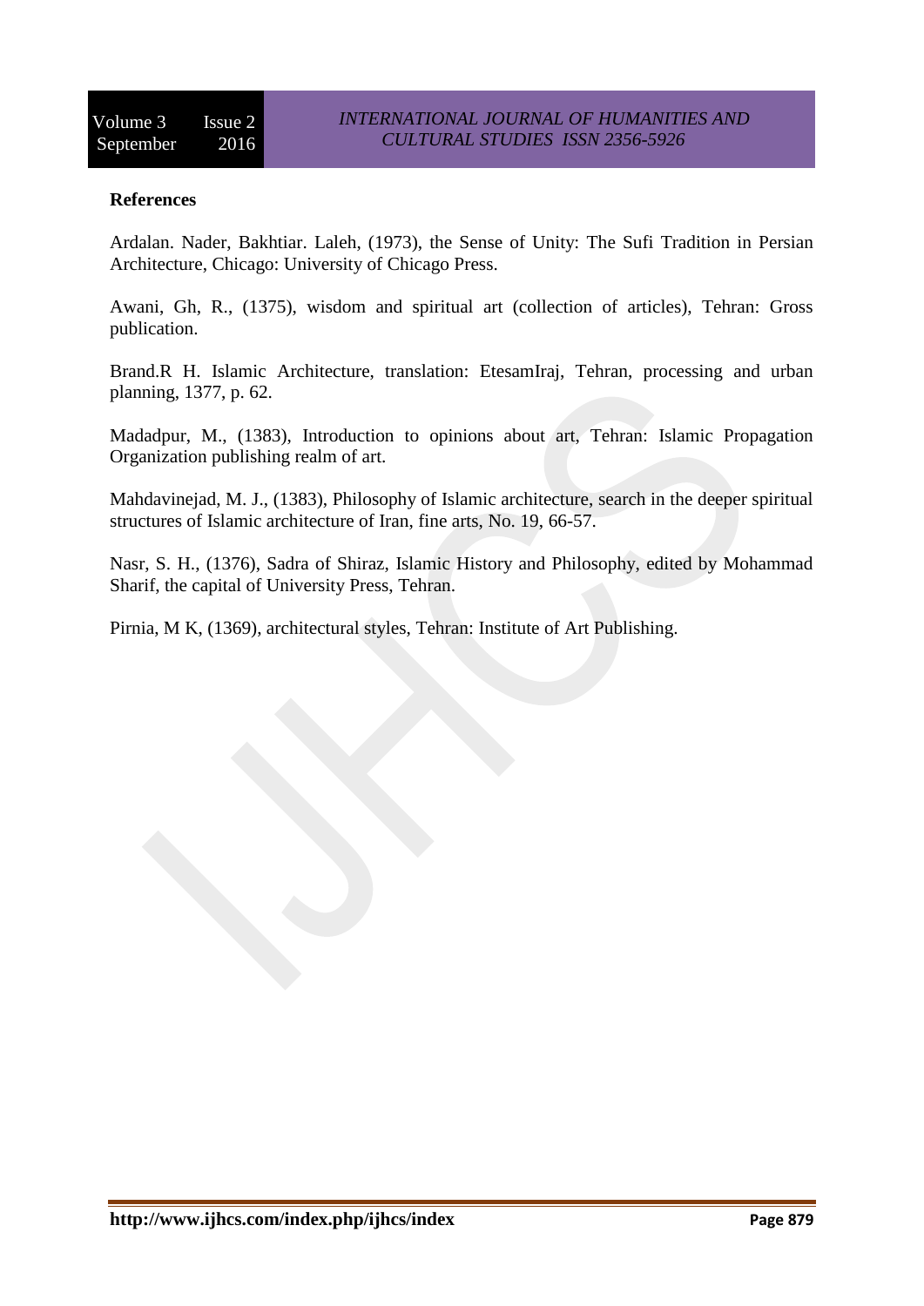**References**

Ardalan. Nader, Bakhtiar. Laleh, (1973), the Sense of Unity: The Sufi Tradition in Persian Architecture, Chicago: University of Chicago Press.

Awani, Gh, R., (1375), wisdom and spiritual art (collection of articles), Tehran: Gross publication.

Brand.R H. Islamic Architecture, translation: EtesamIraj, Tehran, processing and urban planning, 1377, p. 62.

Madadpur, M., (1383), Introduction to opinions about art, Tehran: Islamic Propagation Organization publishing realm of art.

Mahdavinejad, M. J., (1383), Philosophy of Islamic architecture, search in the deeper spiritual structures of Islamic architecture of Iran, fine arts, No. 19, 66-57.

Nasr, S. H., (1376), Sadra of Shiraz, Islamic History and Philosophy, edited by Mohammad Sharif, the capital of University Press, Tehran.

Pirnia, M K, (1369), architectural styles, Tehran: Institute of Art Publishing.